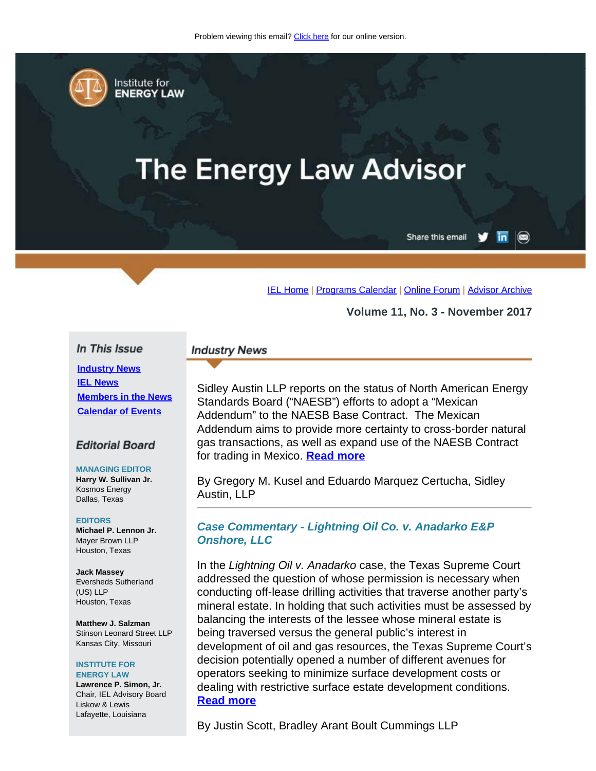Problem viewing this email? Click here for our online version.

Institute for ENERGY LAW

# The Energy Law Advisor

Share this email

IEL Home | Programs Calendar | Online Forum | Advisor Archive

**Volume 11, No. 3 - November 2017**

## In This Issue

**Industry News**
**IEL News**
**Members in the News**
**Calendar of Events**

## Editorial Board

**MANAGING EDITOR**
**Harry W. Sullivan Jr.**
Kosmos Energy
Dallas, Texas

**EDITORS**
**Michael P. Lennon Jr.**
Mayer Brown LLP
Houston, Texas

**Jack Massey**
Eversheds Sutherland (US) LLP
Houston, Texas

**Matthew J. Salzman**
Stinson Leonard Street LLP
Kansas City, Missouri

**INSTITUTE FOR ENERGY LAW**
**Lawrence P. Simon, Jr.**
Chair, IEL Advisory Board
Liskow & Lewis
Lafayette, Louisiana

## Industry News

Sidley Austin LLP reports on the status of North American Energy Standards Board ("NAESB") efforts to adopt a "Mexican Addendum" to the NAESB Base Contract. The Mexican Addendum aims to provide more certainty to cross-border natural gas transactions, as well as expand use of the NAESB Contract for trading in Mexico. **Read more**

By Gregory M. Kusel and Eduardo Marquez Certucha, Sidley Austin, LLP

---

### *Case Commentary - Lightning Oil Co. v. Anadarko E&P Onshore, LLC*

In the *Lightning Oil v. Anadarko* case, the Texas Supreme Court addressed the question of whose permission is necessary when conducting off-lease drilling activities that traverse another party's mineral estate. In holding that such activities must be assessed by balancing the interests of the lessee whose mineral estate is being traversed versus the general public's interest in development of oil and gas resources, the Texas Supreme Court's decision potentially opened a number of different avenues for operators seeking to minimize surface development costs or dealing with restrictive surface estate development conditions. **Read more**

By Justin Scott, Bradley Arant Boult Cummings LLP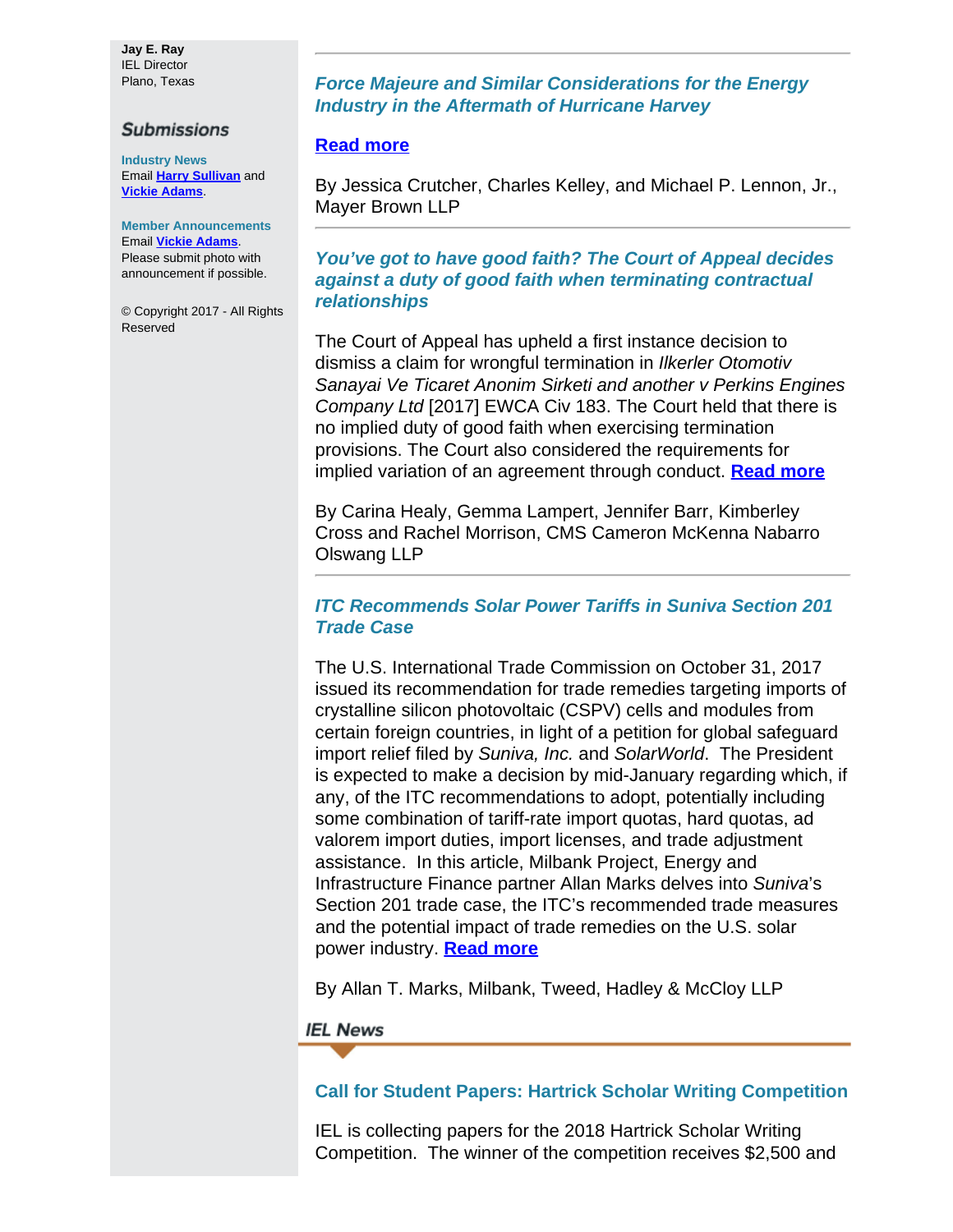**Jay E. Ray**
IEL Director
Plano, Texas

### Submissions

**Industry News**
Email **Harry Sullivan** and **Vickie Adams**.

**Member Announcements**
Email **Vickie Adams**. Please submit photo with announcement if possible.

© Copyright 2017 - All Rights Reserved

---

### *Force Majeure and Similar Considerations for the Energy Industry in the Aftermath of Hurricane Harvey*

**Read more**

By Jessica Crutcher, Charles Kelley, and Michael P. Lennon, Jr., Mayer Brown LLP

---

### *You've got to have good faith? The Court of Appeal decides against a duty of good faith when terminating contractual relationships*

The Court of Appeal has upheld a first instance decision to dismiss a claim for wrongful termination in *Ilkerler Otomotiv Sanayai Ve Ticaret Anonim Sirketi and another v Perkins Engines Company Ltd* [2017] EWCA Civ 183. The Court held that there is no implied duty of good faith when exercising termination provisions. The Court also considered the requirements for implied variation of an agreement through conduct. **Read more**

By Carina Healy, Gemma Lampert, Jennifer Barr, Kimberley Cross and Rachel Morrison, CMS Cameron McKenna Nabarro Olswang LLP

---

### *ITC Recommends Solar Power Tariffs in Suniva Section 201 Trade Case*

The U.S. International Trade Commission on October 31, 2017 issued its recommendation for trade remedies targeting imports of crystalline silicon photovoltaic (CSPV) cells and modules from certain foreign countries, in light of a petition for global safeguard import relief filed by *Suniva, Inc.* and *SolarWorld*. The President is expected to make a decision by mid-January regarding which, if any, of the ITC recommendations to adopt, potentially including some combination of tariff-rate import quotas, hard quotas, ad valorem import duties, import licenses, and trade adjustment assistance. In this article, Milbank Project, Energy and Infrastructure Finance partner Allan Marks delves into *Suniva*'s Section 201 trade case, the ITC's recommended trade measures and the potential impact of trade remedies on the U.S. solar power industry. **Read more**

By Allan T. Marks, Milbank, Tweed, Hadley & McCloy LLP

## IEL News

### Call for Student Papers: Hartrick Scholar Writing Competition

IEL is collecting papers for the 2018 Hartrick Scholar Writing Competition. The winner of the competition receives $2,500 and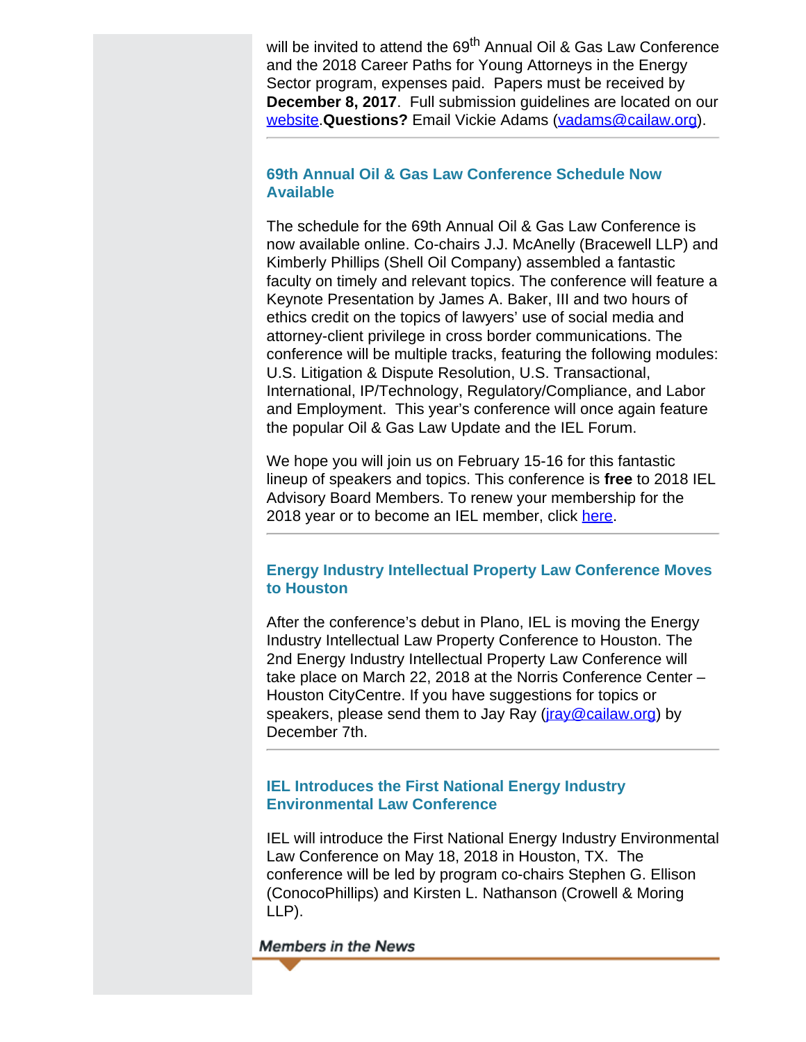will be invited to attend the 69th Annual Oil & Gas Law Conference and the 2018 Career Paths for Young Attorneys in the Energy Sector program, expenses paid. Papers must be received by **December 8, 2017**. Full submission guidelines are located on our website.**Questions?** Email Vickie Adams (vadams@cailaw.org).

---

### 69th Annual Oil & Gas Law Conference Schedule Now Available

The schedule for the 69th Annual Oil & Gas Law Conference is now available online. Co-chairs J.J. McAnelly (Bracewell LLP) and Kimberly Phillips (Shell Oil Company) assembled a fantastic faculty on timely and relevant topics. The conference will feature a Keynote Presentation by James A. Baker, III and two hours of ethics credit on the topics of lawyers' use of social media and attorney-client privilege in cross border communications. The conference will be multiple tracks, featuring the following modules: U.S. Litigation & Dispute Resolution, U.S. Transactional, International, IP/Technology, Regulatory/Compliance, and Labor and Employment. This year's conference will once again feature the popular Oil & Gas Law Update and the IEL Forum.

We hope you will join us on February 15-16 for this fantastic lineup of speakers and topics. This conference is **free** to 2018 IEL Advisory Board Members. To renew your membership for the 2018 year or to become an IEL member, click here.

---

### Energy Industry Intellectual Property Law Conference Moves to Houston

After the conference's debut in Plano, IEL is moving the Energy Industry Intellectual Law Property Conference to Houston. The 2nd Energy Industry Intellectual Property Law Conference will take place on March 22, 2018 at the Norris Conference Center – Houston CityCentre. If you have suggestions for topics or speakers, please send them to Jay Ray (jray@cailaw.org) by December 7th.

---

### IEL Introduces the First National Energy Industry Environmental Law Conference

IEL will introduce the First National Energy Industry Environmental Law Conference on May 18, 2018 in Houston, TX. The conference will be led by program co-chairs Stephen G. Ellison (ConocoPhillips) and Kirsten L. Nathanson (Crowell & Moring LLP).

## *Members in the News*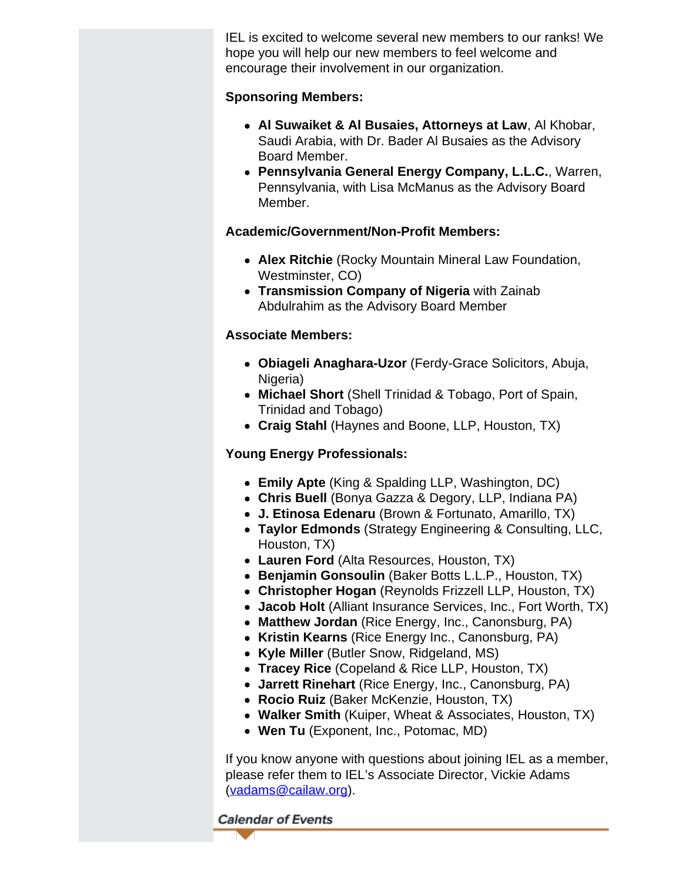IEL is excited to welcome several new members to our ranks! We hope you will help our new members to feel welcome and encourage their involvement in our organization.

**Sponsoring Members:**

- **Al Suwaiket & Al Busaies, Attorneys at Law**, Al Khobar, Saudi Arabia, with Dr. Bader Al Busaies as the Advisory Board Member.
- **Pennsylvania General Energy Company, L.L.C.**, Warren, Pennsylvania, with Lisa McManus as the Advisory Board Member.

**Academic/Government/Non-Profit Members:**

- **Alex Ritchie** (Rocky Mountain Mineral Law Foundation, Westminster, CO)
- **Transmission Company of Nigeria** with Zainab Abdulrahim as the Advisory Board Member

**Associate Members:**

- **Obiageli Anaghara-Uzor** (Ferdy-Grace Solicitors, Abuja, Nigeria)
- **Michael Short** (Shell Trinidad & Tobago, Port of Spain, Trinidad and Tobago)
- **Craig Stahl** (Haynes and Boone, LLP, Houston, TX)

**Young Energy Professionals:**

- **Emily Apte** (King & Spalding LLP, Washington, DC)
- **Chris Buell** (Bonya Gazza & Degory, LLP, Indiana PA)
- **J. Etinosa Edenaru** (Brown & Fortunato, Amarillo, TX)
- **Taylor Edmonds** (Strategy Engineering & Consulting, LLC, Houston, TX)
- **Lauren Ford** (Alta Resources, Houston, TX)
- **Benjamin Gonsoulin** (Baker Botts L.L.P., Houston, TX)
- **Christopher Hogan** (Reynolds Frizzell LLP, Houston, TX)
- **Jacob Holt** (Alliant Insurance Services, Inc., Fort Worth, TX)
- **Matthew Jordan** (Rice Energy, Inc., Canonsburg, PA)
- **Kristin Kearns** (Rice Energy Inc., Canonsburg, PA)
- **Kyle Miller** (Butler Snow, Ridgeland, MS)
- **Tracey Rice** (Copeland & Rice LLP, Houston, TX)
- **Jarrett Rinehart** (Rice Energy, Inc., Canonsburg, PA)
- **Rocio Ruiz** (Baker McKenzie, Houston, TX)
- **Walker Smith** (Kuiper, Wheat & Associates, Houston, TX)
- **Wen Tu** (Exponent, Inc., Potomac, MD)

If you know anyone with questions about joining IEL as a member, please refer them to IEL's Associate Director, Vickie Adams (vadams@cailaw.org).

## Calendar of Events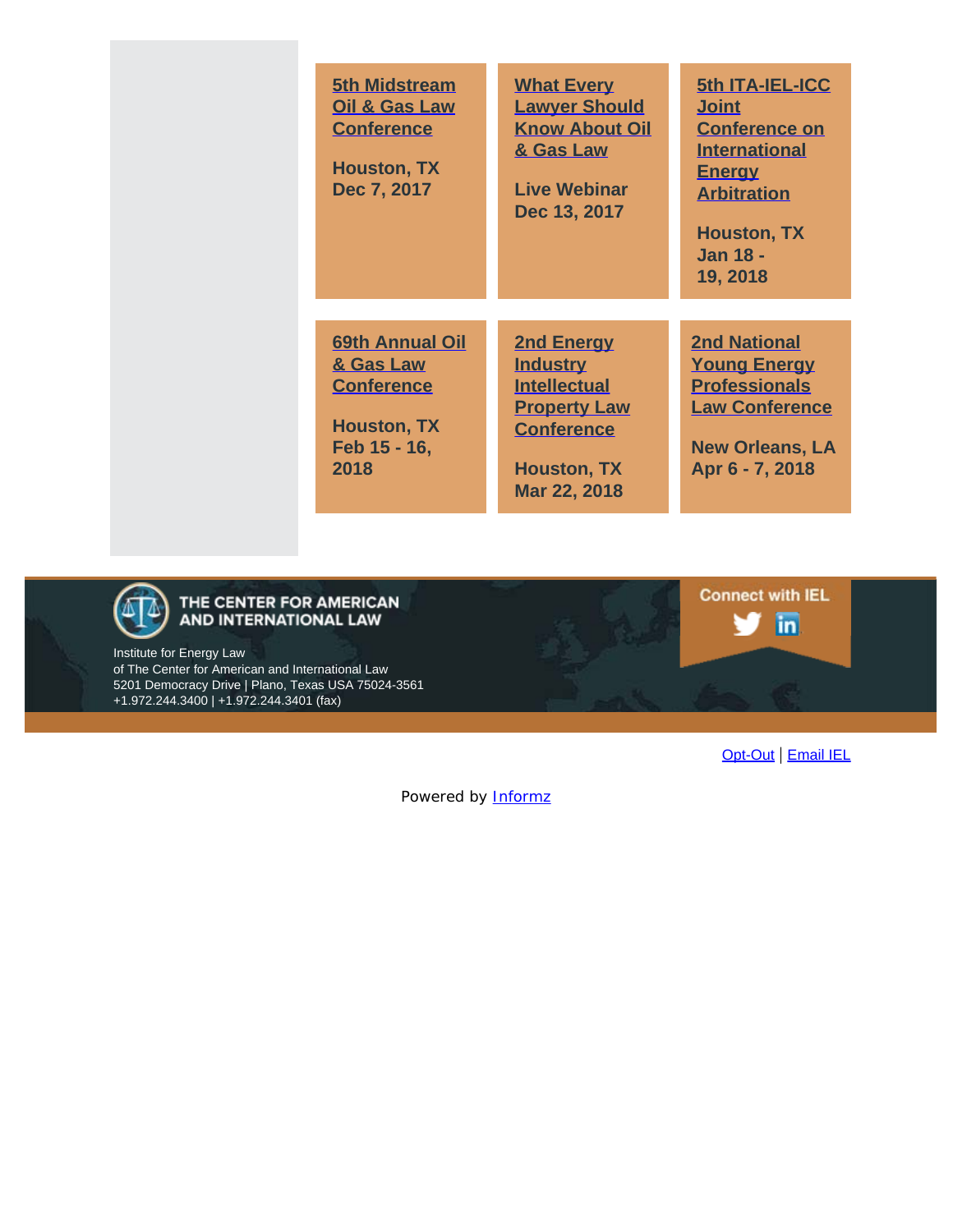**5th Midstream Oil & Gas Law Conference**

**Houston, TX**
**Dec 7, 2017**

**What Every Lawyer Should Know About Oil & Gas Law**

**Live Webinar**
**Dec 13, 2017**

**5th ITA-IEL-ICC Joint Conference on International Energy Arbitration**

**Houston, TX**
**Jan 18 - 19, 2018**

**69th Annual Oil & Gas Law Conference**

**Houston, TX**
**Feb 15 - 16, 2018**

**2nd Energy Industry Intellectual Property Law Conference**

**Houston, TX**
**Mar 22, 2018**

**2nd National Young Energy Professionals Law Conference**

**New Orleans, LA**
**Apr 6 - 7, 2018**

THE CENTER FOR AMERICAN AND INTERNATIONAL LAW

Institute for Energy Law
of The Center for American and International Law
5201 Democracy Drive | Plano, Texas USA 75024-3561
+1.972.244.3400 | +1.972.244.3401 (fax)

Connect with IEL

Opt-Out | Email IEL

Powered by Informz